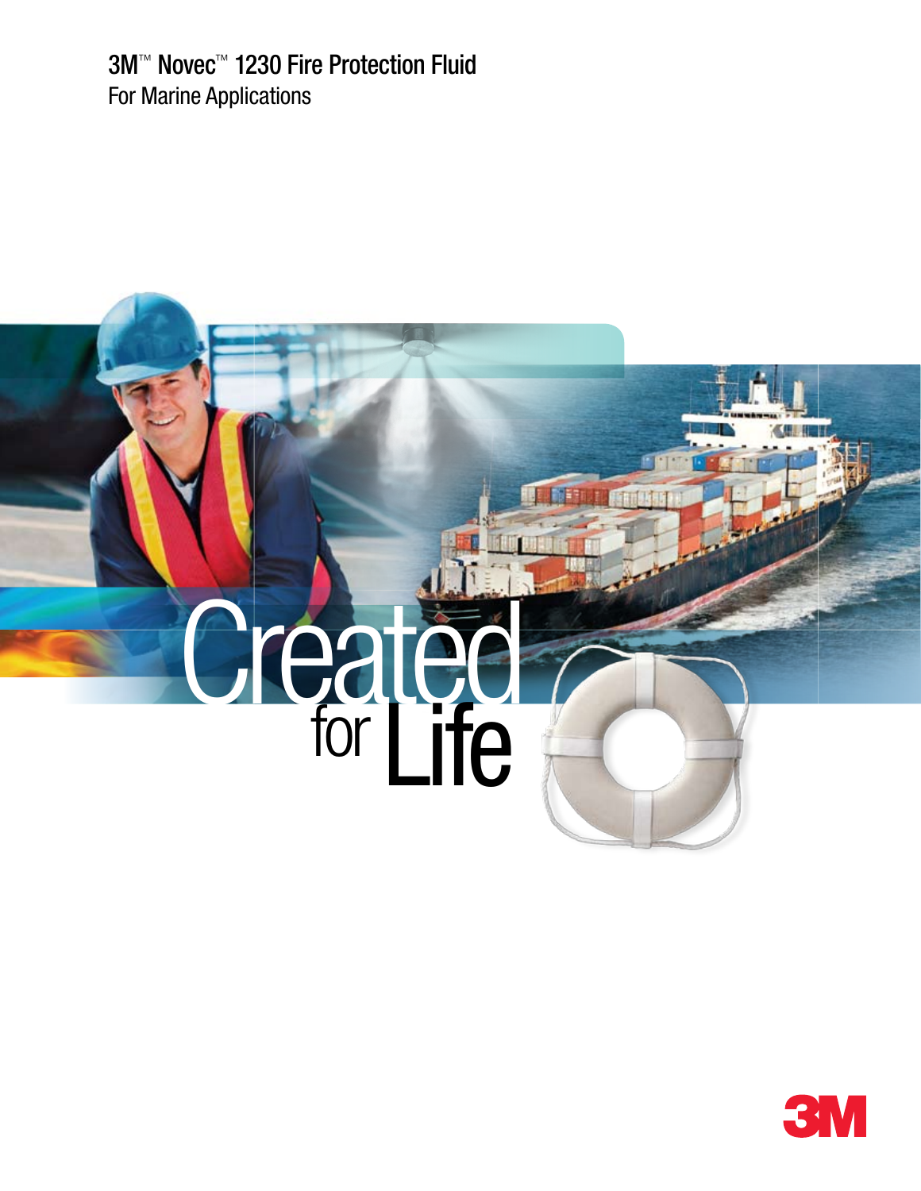# 3M™ Novec™ 1230 Fire Protection Fluid

For Marine Applications

Created for Life

3M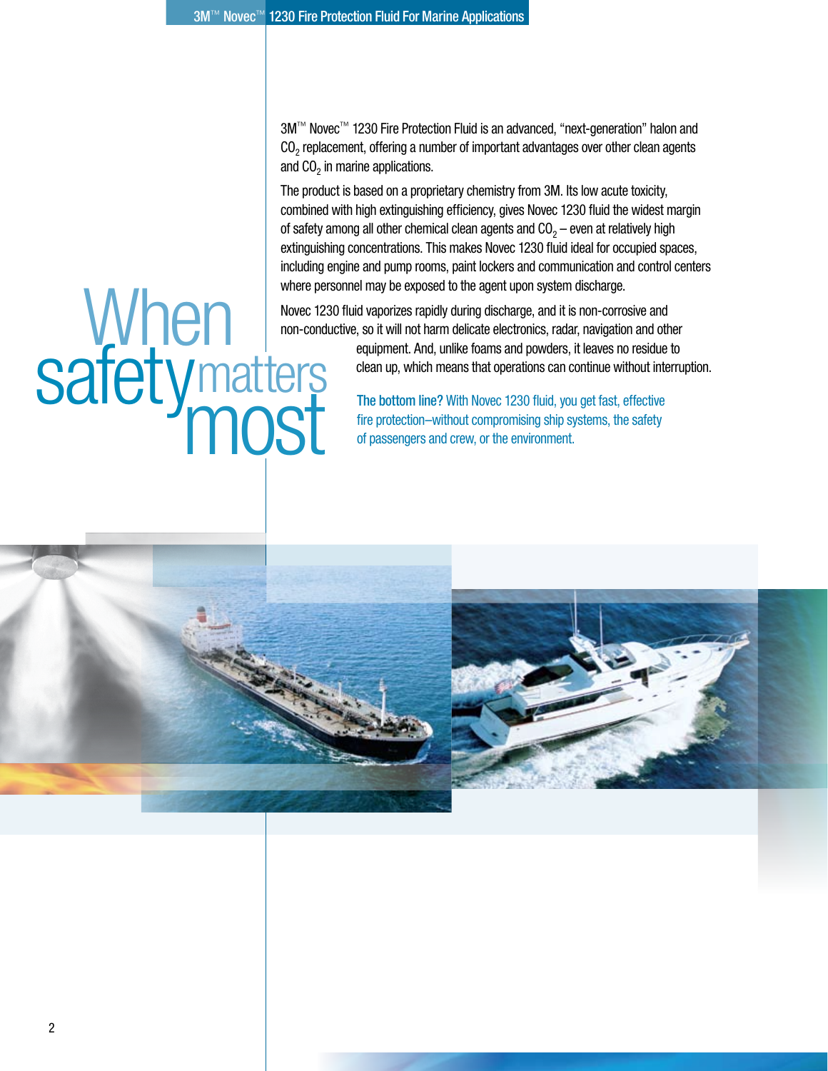# When safety matters most

3M™ Novec™ 1230 Fire Protection Fluid is an advanced, "next-generation" halon and $CO_2$ replacement, offering a number of important advantages over other clean agents and $CO_2$ in marine applications.

The product is based on a proprietary chemistry from 3M. Its low acute toxicity, combined with high extinguishing efficiency, gives Novec 1230 fluid the widest margin of safety among all other chemical clean agents and $CO_2$ – even at relatively high extinguishing concentrations. This makes Novec 1230 fluid ideal for occupied spaces, including engine and pump rooms, paint lockers and communication and control centers where personnel may be exposed to the agent upon system discharge.

Novec 1230 fluid vaporizes rapidly during discharge, and it is non-corrosive and non-conductive, so it will not harm delicate electronics, radar, navigation and other equipment. And, unlike foams and powders, it leaves no residue to clean up, which means that operations can continue without interruption.

**The bottom line?** With Novec 1230 fluid, you get fast, effective fire protection–without compromising ship systems, the safety of passengers and crew, or the environment.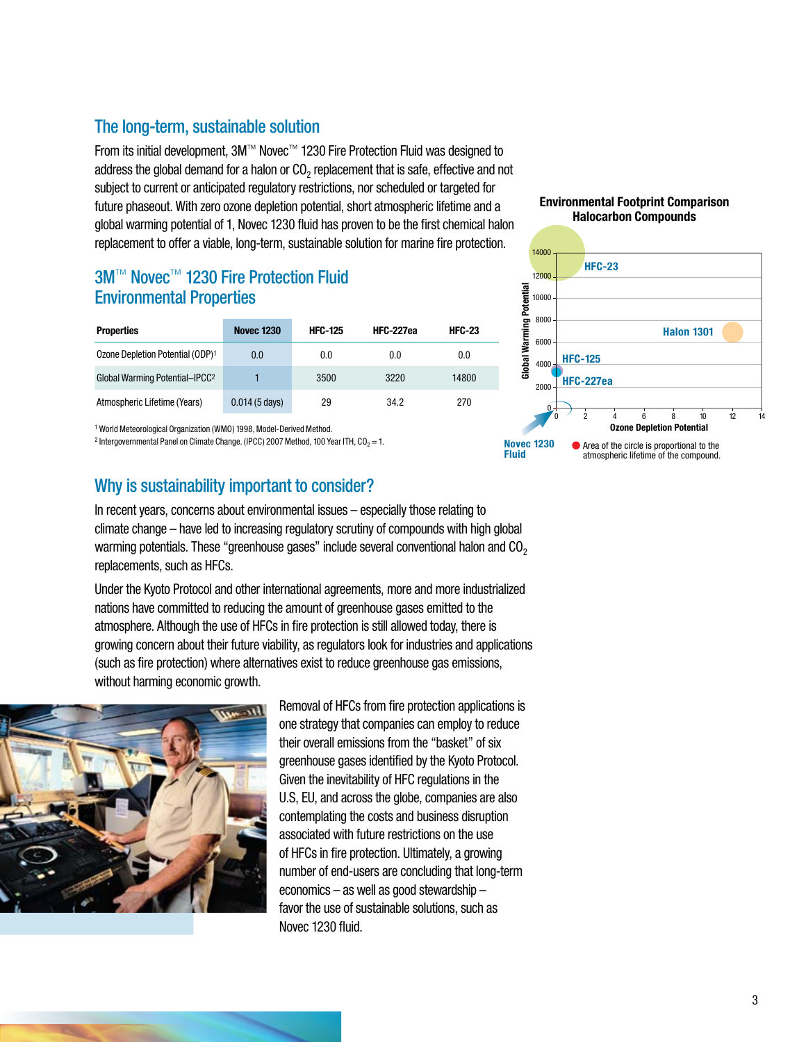## The long-term, sustainable solution

From its initial development, 3M™ Novec™ 1230 Fire Protection Fluid was designed to address the global demand for a halon or $CO_2$ replacement that is safe, effective and not subject to current or anticipated regulatory restrictions, nor scheduled or targeted for future phaseout. With zero ozone depletion potential, short atmospheric lifetime and a global warming potential of 1, Novec 1230 fluid has proven to be the first chemical halon replacement to offer a viable, long-term, sustainable solution for marine fire protection.

## 3M™ Novec™ 1230 Fire Protection Fluid Environmental Properties

| Properties | Novec 1230 | HFC-125 | HFC-227ea | HFC-23 |
|---|---|---|---|---|
| Ozone Depletion Potential (ODP)[1] | 0.0 | 0.0 | 0.0 | 0.0 |
| Global Warming Potential–IPCC[2] | 1 | 3500 | 3220 | 14800 |
| Atmospheric Lifetime (Years) | 0.014 (5 days) | 29 | 34.2 | 270 |

[1] World Meteorological Organization (WMO) 1998, Model-Derived Method.
[2] Intergovernmental Panel on Climate Change. (IPCC) 2007 Method, 100 Year ITH, $CO_2$ = 1.

**Environmental Footprint Comparison Halocarbon Compounds**

Global Warming Potential (0–14000) vs. Ozone Depletion Potential (0–14): HFC-23, Halon 1301, HFC-125, HFC-227ea, Novec 1230 Fluid

Area of the circle is proportional to the atmospheric lifetime of the compound.

## Why is sustainability important to consider?

In recent years, concerns about environmental issues – especially those relating to climate change – have led to increasing regulatory scrutiny of compounds with high global warming potentials. These "greenhouse gases" include several conventional halon and $CO_2$ replacements, such as HFCs.

Under the Kyoto Protocol and other international agreements, more and more industrialized nations have committed to reducing the amount of greenhouse gases emitted to the atmosphere. Although the use of HFCs in fire protection is still allowed today, there is growing concern about their future viability, as regulators look for industries and applications (such as fire protection) where alternatives exist to reduce greenhouse gas emissions, without harming economic growth.

Removal of HFCs from fire protection applications is one strategy that companies can employ to reduce their overall emissions from the "basket" of six greenhouse gases identified by the Kyoto Protocol. Given the inevitability of HFC regulations in the U.S, EU, and across the globe, companies are also contemplating the costs and business disruption associated with future restrictions on the use of HFCs in fire protection. Ultimately, a growing number of end-users are concluding that long-term economics – as well as good stewardship – favor the use of sustainable solutions, such as Novec 1230 fluid.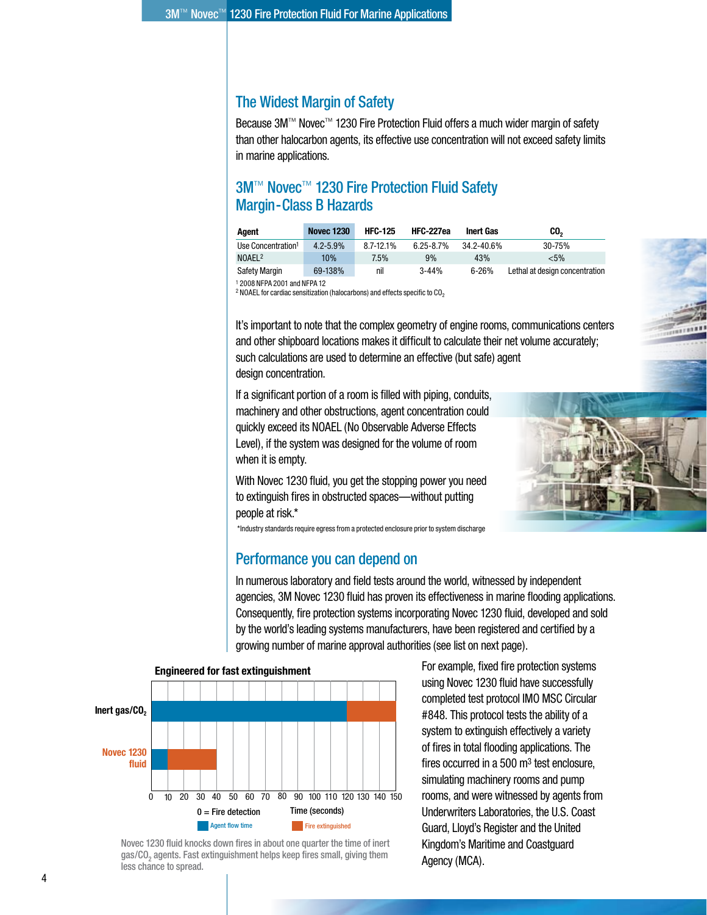## The Widest Margin of Safety

Because 3M™ Novec™ 1230 Fire Protection Fluid offers a much wider margin of safety than other halocarbon agents, its effective use concentration will not exceed safety limits in marine applications.

## 3M™ Novec™ 1230 Fire Protection Fluid Safety Margin-Class B Hazards

| Agent | Novec 1230 | HFC-125 | HFC-227ea | Inert Gas | $CO_2$ |
|---|---|---|---|---|---|
| Use Concentration[1] | 4.2-5.9% | 8.7-12.1% | 6.25-8.7% | 34.2-40.6% | 30-75% |
| NOAEL[2] | 10% | 7.5% | 9% | 43% | <5% |
| Safety Margin | 69-138% | nil | 3-44% | 6-26% | Lethal at design concentration |

[1] 2008 NFPA 2001 and NFPA 12
[2] NOAEL for cardiac sensitization (halocarbons) and effects specific to $CO_2$

It's important to note that the complex geometry of engine rooms, communications centers and other shipboard locations makes it difficult to calculate their net volume accurately; such calculations are used to determine an effective (but safe) agent design concentration.

If a significant portion of a room is filled with piping, conduits, machinery and other obstructions, agent concentration could quickly exceed its NOAEL (No Observable Adverse Effects Level), if the system was designed for the volume of room when it is empty.

With Novec 1230 fluid, you get the stopping power you need to extinguish fires in obstructed spaces—without putting people at risk.*

*Industry standards require egress from a protected enclosure prior to system discharge

## Performance you can depend on

In numerous laboratory and field tests around the world, witnessed by independent agencies, 3M Novec 1230 fluid has proven its effectiveness in marine flooding applications. Consequently, fire protection systems incorporating Novec 1230 fluid, developed and sold by the world's leading systems manufacturers, have been registered and certified by a growing number of marine approval authorities (see list on next page).

**Engineered for fast extinguishment**

| | Agent flow time | Fire extinguished |
|---|---|---|
| Inert gas/$CO_2$ | 0–120 s | 120–150 s |
| Novec 1230 fluid | 0–10 s | 10–40 s |

0 = Fire detection; Time (seconds)

Novec 1230 fluid knocks down fires in about one quarter the time of inert gas/$CO_2$ agents. Fast extinguishment helps keep fires small, giving them less chance to spread.

For example, fixed fire protection systems using Novec 1230 fluid have successfully completed test protocol IMO MSC Circular #848. This protocol tests the ability of a system to extinguish effectively a variety of fires in total flooding applications. The fires occurred in a 500 m$^3$ test enclosure, simulating machinery rooms and pump rooms, and were witnessed by agents from Underwriters Laboratories, the U.S. Coast Guard, Lloyd's Register and the United Kingdom's Maritime and Coastguard Agency (MCA).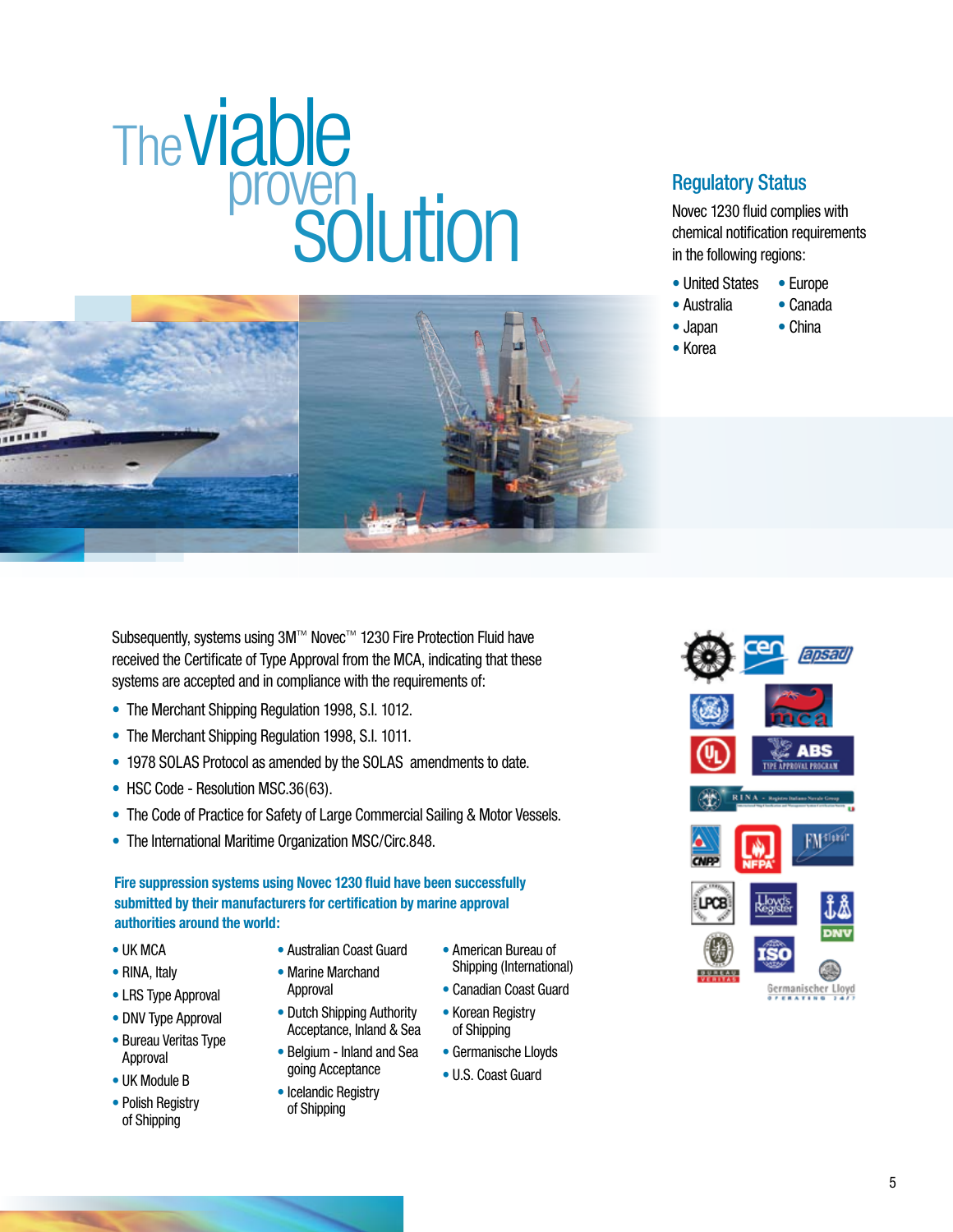# The viable proven solution

## Regulatory Status

Novec 1230 fluid complies with chemical notification requirements in the following regions:

- United States
- Australia
- Japan
- Korea
- Europe
- Canada
- China

Subsequently, systems using 3M™ Novec™ 1230 Fire Protection Fluid have received the Certificate of Type Approval from the MCA, indicating that these systems are accepted and in compliance with the requirements of:

- The Merchant Shipping Regulation 1998, S.I. 1012.
- The Merchant Shipping Regulation 1998, S.I. 1011.
- 1978 SOLAS Protocol as amended by the SOLAS amendments to date.
- HSC Code - Resolution MSC.36(63).
- The Code of Practice for Safety of Large Commercial Sailing & Motor Vessels.
- The International Maritime Organization MSC/Circ.848.

**Fire suppression systems using Novec 1230 fluid have been successfully submitted by their manufacturers for certification by marine approval authorities around the world:**

- UK MCA
- RINA, Italy
- LRS Type Approval
- DNV Type Approval
- Bureau Veritas Type Approval
- UK Module B
- Polish Registry of Shipping
- Australian Coast Guard
- Marine Marchand Approval
- Dutch Shipping Authority Acceptance, Inland & Sea
- Belgium - Inland and Sea going Acceptance
- Icelandic Registry of Shipping
- American Bureau of Shipping (International)
- Canadian Coast Guard
- Korean Registry of Shipping
- Germanische Lloyds
- U.S. Coast Guard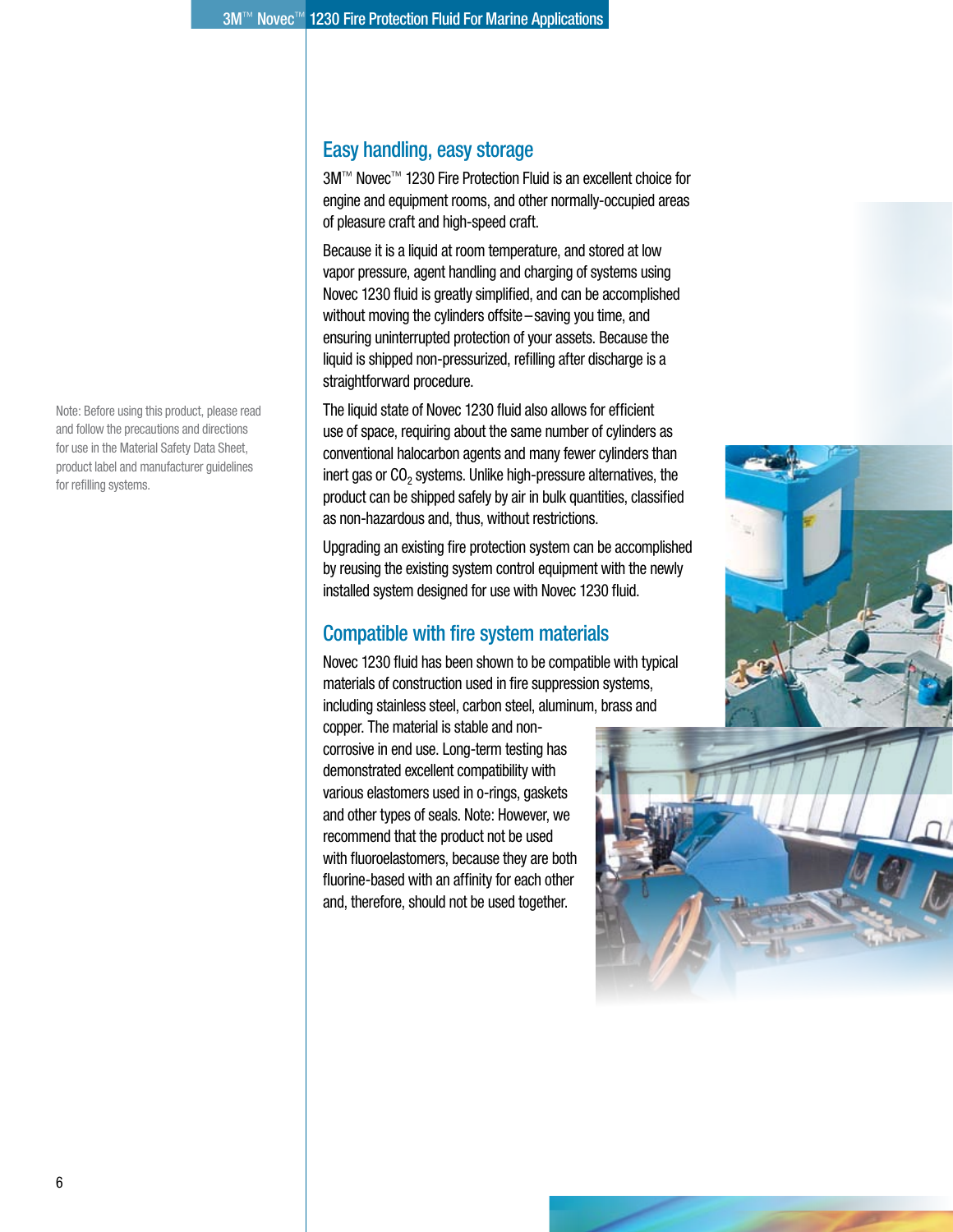Note: Before using this product, please read and follow the precautions and directions for use in the Material Safety Data Sheet, product label and manufacturer guidelines for refilling systems.

## Easy handling, easy storage

3M™ Novec™ 1230 Fire Protection Fluid is an excellent choice for engine and equipment rooms, and other normally-occupied areas of pleasure craft and high-speed craft.

Because it is a liquid at room temperature, and stored at low vapor pressure, agent handling and charging of systems using Novec 1230 fluid is greatly simplified, and can be accomplished without moving the cylinders offsite – saving you time, and ensuring uninterrupted protection of your assets. Because the liquid is shipped non-pressurized, refilling after discharge is a straightforward procedure.

The liquid state of Novec 1230 fluid also allows for efficient use of space, requiring about the same number of cylinders as conventional halocarbon agents and many fewer cylinders than inert gas or $CO_2$ systems. Unlike high-pressure alternatives, the product can be shipped safely by air in bulk quantities, classified as non-hazardous and, thus, without restrictions.

Upgrading an existing fire protection system can be accomplished by reusing the existing system control equipment with the newly installed system designed for use with Novec 1230 fluid.

## Compatible with fire system materials

Novec 1230 fluid has been shown to be compatible with typical materials of construction used in fire suppression systems, including stainless steel, carbon steel, aluminum, brass and copper. The material is stable and non-corrosive in end use. Long-term testing has demonstrated excellent compatibility with various elastomers used in o-rings, gaskets and other types of seals. Note: However, we recommend that the product not be used with fluoroelastomers, because they are both fluorine-based with an affinity for each other and, therefore, should not be used together.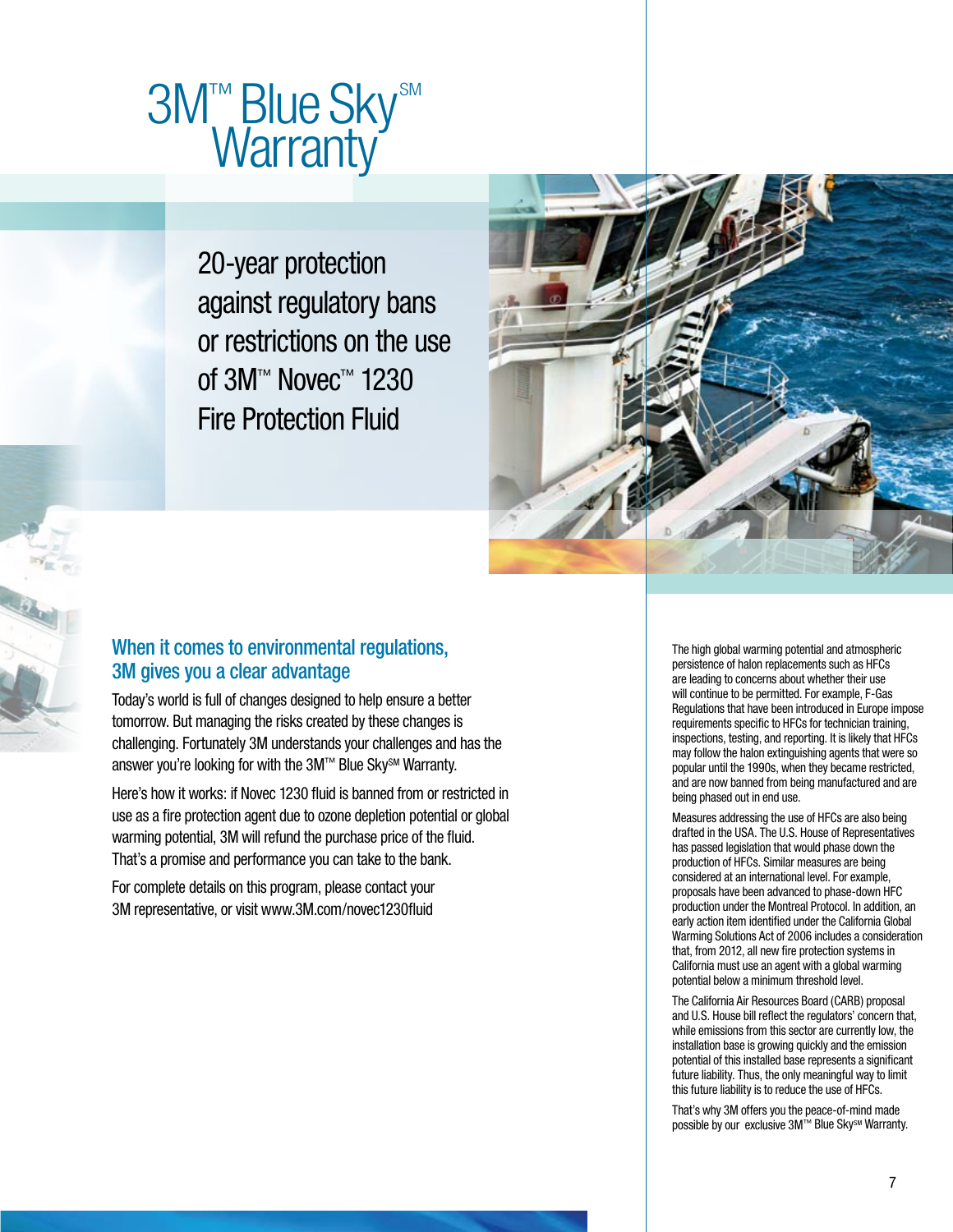# 3M™ Blue Sky℠ Warranty

20-year protection against regulatory bans or restrictions on the use of 3M™ Novec™ 1230 Fire Protection Fluid

## When it comes to environmental regulations, 3M gives you a clear advantage

Today's world is full of changes designed to help ensure a better tomorrow. But managing the risks created by these changes is challenging. Fortunately 3M understands your challenges and has the answer you're looking for with the 3M™ Blue Sky℠ Warranty.

Here's how it works: if Novec 1230 fluid is banned from or restricted in use as a fire protection agent due to ozone depletion potential or global warming potential, 3M will refund the purchase price of the fluid. That's a promise and performance you can take to the bank.

For complete details on this program, please contact your 3M representative, or visit www.3M.com/novec1230fluid

The high global warming potential and atmospheric persistence of halon replacements such as HFCs are leading to concerns about whether their use will continue to be permitted. For example, F-Gas Regulations that have been introduced in Europe impose requirements specific to HFCs for technician training, inspections, testing, and reporting. It is likely that HFCs may follow the halon extinguishing agents that were so popular until the 1990s, when they became restricted, and are now banned from being manufactured and are being phased out in end use.

Measures addressing the use of HFCs are also being drafted in the USA. The U.S. House of Representatives has passed legislation that would phase down the production of HFCs. Similar measures are being considered at an international level. For example, proposals have been advanced to phase-down HFC production under the Montreal Protocol. In addition, an early action item identified under the California Global Warming Solutions Act of 2006 includes a consideration that, from 2012, all new fire protection systems in California must use an agent with a global warming potential below a minimum threshold level.

The California Air Resources Board (CARB) proposal and U.S. House bill reflect the regulators' concern that, while emissions from this sector are currently low, the installation base is growing quickly and the emission potential of this installed base represents a significant future liability. Thus, the only meaningful way to limit this future liability is to reduce the use of HFCs.

That's why 3M offers you the peace-of-mind made possible by our exclusive 3M™ Blue Sky℠ Warranty.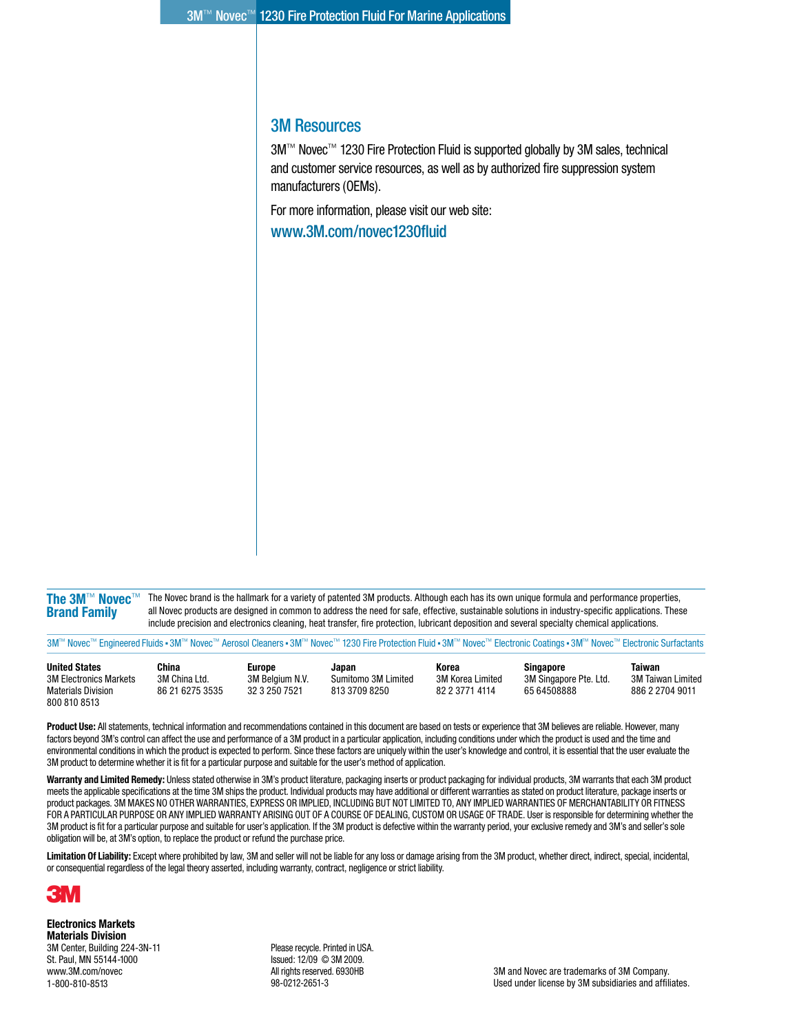## 3M Resources

3M™ Novec™ 1230 Fire Protection Fluid is supported globally by 3M sales, technical and customer service resources, as well as by authorized fire suppression system manufacturers (OEMs).

For more information, please visit our web site:

www.3M.com/novec1230fluid

**The 3M™ Novec™ Brand Family**

The Novec brand is the hallmark for a variety of patented 3M products. Although each has its own unique formula and performance properties, all Novec products are designed in common to address the need for safe, effective, sustainable solutions in industry-specific applications. These include precision and electronics cleaning, heat transfer, fire protection, lubricant deposition and several specialty chemical applications.

3M™ Novec™ Engineered Fluids ▪ 3M™ Novec™ Aerosol Cleaners ▪ 3M™ Novec™ 1230 Fire Protection Fluid ▪ 3M™ Novec™ Electronic Coatings ▪ 3M™ Novec™ Electronic Surfactants

| United States | China | Europe | Japan | Korea | Singapore | Taiwan |
|---|---|---|---|---|---|---|
| 3M Electronics Markets Materials Division 800 810 8513 | 3M China Ltd. 86 21 6275 3535 | 3M Belgium N.V. 32 3 250 7521 | Sumitomo 3M Limited 813 3709 8250 | 3M Korea Limited 82 2 3771 4114 | 3M Singapore Pte. Ltd. 65 64508888 | 3M Taiwan Limited 886 2 2704 9011 |

**Product Use:** All statements, technical information and recommendations contained in this document are based on tests or experience that 3M believes are reliable. However, many factors beyond 3M's control can affect the use and performance of a 3M product in a particular application, including conditions under which the product is used and the time and environmental conditions in which the product is expected to perform. Since these factors are uniquely within the user's knowledge and control, it is essential that the user evaluate the 3M product to determine whether it is fit for a particular purpose and suitable for the user's method of application.

**Warranty and Limited Remedy:** Unless stated otherwise in 3M's product literature, packaging inserts or product packaging for individual products, 3M warrants that each 3M product meets the applicable specifications at the time 3M ships the product. Individual products may have additional or different warranties as stated on product literature, package inserts or product packages. 3M MAKES NO OTHER WARRANTIES, EXPRESS OR IMPLIED, INCLUDING BUT NOT LIMITED TO, ANY IMPLIED WARRANTIES OF MERCHANTABILITY OR FITNESS FOR A PARTICULAR PURPOSE OR ANY IMPLIED WARRANTY ARISING OUT OF A COURSE OF DEALING, CUSTOM OR USAGE OF TRADE. User is responsible for determining whether the 3M product is fit for a particular purpose and suitable for user's application. If the 3M product is defective within the warranty period, your exclusive remedy and 3M's and seller's sole obligation will be, at 3M's option, to replace the product or refund the purchase price.

**Limitation Of Liability:** Except where prohibited by law, 3M and seller will not be liable for any loss or damage arising from the 3M product, whether direct, indirect, special, incidental, or consequential regardless of the legal theory asserted, including warranty, contract, negligence or strict liability.

3M

**Electronics Markets**
**Materials Division**
3M Center, Building 224-3N-11
St. Paul, MN 55144-1000
www.3M.com/novec
1-800-810-8513

Please recycle. Printed in USA.
Issued: 12/09 © 3M 2009.
All rights reserved. 6930HB
98-0212-2651-3

3M and Novec are trademarks of 3M Company.
Used under license by 3M subsidiaries and affiliates.